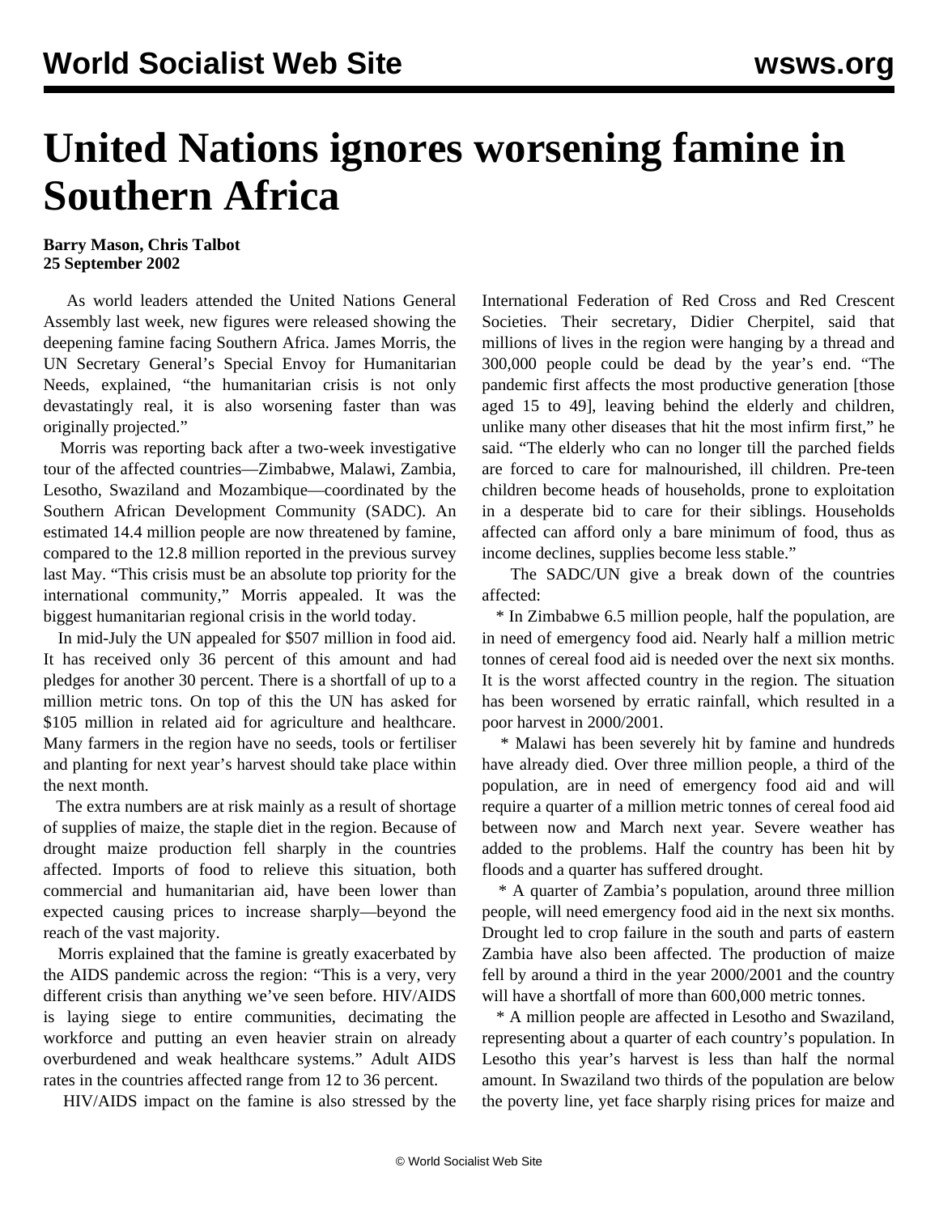# United Nations ignores worsening famine in Southern Africa

**Barry Mason, Chris Talbot**
**25 September 2002**

As world leaders attended the United Nations General Assembly last week, new figures were released showing the deepening famine facing Southern Africa. James Morris, the UN Secretary General's Special Envoy for Humanitarian Needs, explained, "the humanitarian crisis is not only devastatingly real, it is also worsening faster than was originally projected."

Morris was reporting back after a two-week investigative tour of the affected countries—Zimbabwe, Malawi, Zambia, Lesotho, Swaziland and Mozambique—coordinated by the Southern African Development Community (SADC). An estimated 14.4 million people are now threatened by famine, compared to the 12.8 million reported in the previous survey last May. "This crisis must be an absolute top priority for the international community," Morris appealed. It was the biggest humanitarian regional crisis in the world today.

In mid-July the UN appealed for $507 million in food aid. It has received only 36 percent of this amount and had pledges for another 30 percent. There is a shortfall of up to a million metric tons. On top of this the UN has asked for $105 million in related aid for agriculture and healthcare. Many farmers in the region have no seeds, tools or fertiliser and planting for next year's harvest should take place within the next month.

The extra numbers are at risk mainly as a result of shortage of supplies of maize, the staple diet in the region. Because of drought maize production fell sharply in the countries affected. Imports of food to relieve this situation, both commercial and humanitarian aid, have been lower than expected causing prices to increase sharply—beyond the reach of the vast majority.

Morris explained that the famine is greatly exacerbated by the AIDS pandemic across the region: "This is a very, very different crisis than anything we've seen before. HIV/AIDS is laying siege to entire communities, decimating the workforce and putting an even heavier strain on already overburdened and weak healthcare systems." Adult AIDS rates in the countries affected range from 12 to 36 percent.

HIV/AIDS impact on the famine is also stressed by the International Federation of Red Cross and Red Crescent Societies. Their secretary, Didier Cherpitel, said that millions of lives in the region were hanging by a thread and 300,000 people could be dead by the year's end. "The pandemic first affects the most productive generation [those aged 15 to 49], leaving behind the elderly and children, unlike many other diseases that hit the most infirm first," he said. "The elderly who can no longer till the parched fields are forced to care for malnourished, ill children. Pre-teen children become heads of households, prone to exploitation in a desperate bid to care for their siblings. Households affected can afford only a bare minimum of food, thus as income declines, supplies become less stable."

The SADC/UN give a break down of the countries affected:

* In Zimbabwe 6.5 million people, half the population, are in need of emergency food aid. Nearly half a million metric tonnes of cereal food aid is needed over the next six months. It is the worst affected country in the region. The situation has been worsened by erratic rainfall, which resulted in a poor harvest in 2000/2001.

* Malawi has been severely hit by famine and hundreds have already died. Over three million people, a third of the population, are in need of emergency food aid and will require a quarter of a million metric tonnes of cereal food aid between now and March next year. Severe weather has added to the problems. Half the country has been hit by floods and a quarter has suffered drought.

* A quarter of Zambia's population, around three million people, will need emergency food aid in the next six months. Drought led to crop failure in the south and parts of eastern Zambia have also been affected. The production of maize fell by around a third in the year 2000/2001 and the country will have a shortfall of more than 600,000 metric tonnes.

* A million people are affected in Lesotho and Swaziland, representing about a quarter of each country's population. In Lesotho this year's harvest is less than half the normal amount. In Swaziland two thirds of the population are below the poverty line, yet face sharply rising prices for maize and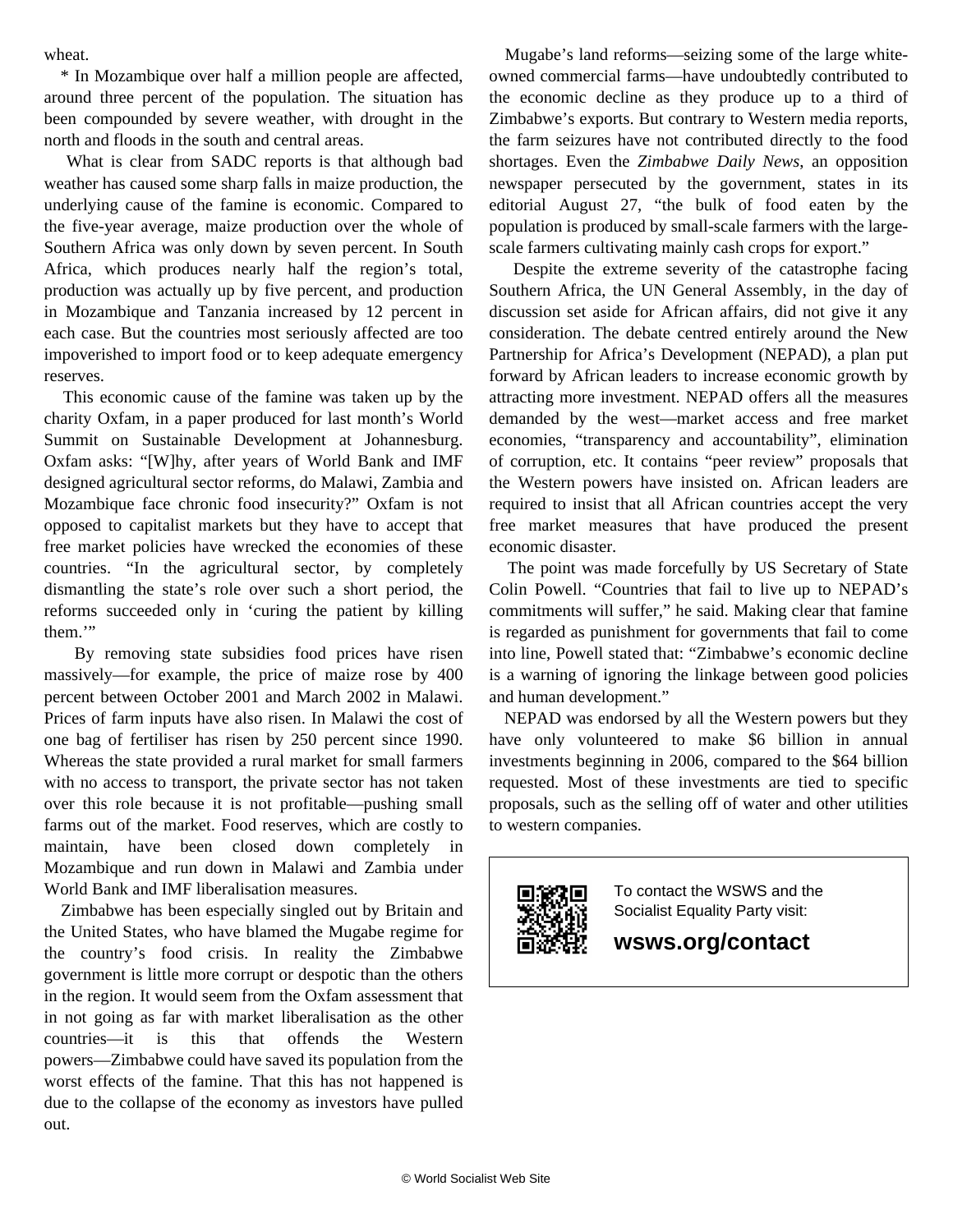wheat.

* In Mozambique over half a million people are affected, around three percent of the population. The situation has been compounded by severe weather, with drought in the north and floods in the south and central areas.

What is clear from SADC reports is that although bad weather has caused some sharp falls in maize production, the underlying cause of the famine is economic. Compared to the five-year average, maize production over the whole of Southern Africa was only down by seven percent. In South Africa, which produces nearly half the region's total, production was actually up by five percent, and production in Mozambique and Tanzania increased by 12 percent in each case. But the countries most seriously affected are too impoverished to import food or to keep adequate emergency reserves.

This economic cause of the famine was taken up by the charity Oxfam, in a paper produced for last month's World Summit on Sustainable Development at Johannesburg. Oxfam asks: "[W]hy, after years of World Bank and IMF designed agricultural sector reforms, do Malawi, Zambia and Mozambique face chronic food insecurity?" Oxfam is not opposed to capitalist markets but they have to accept that free market policies have wrecked the economies of these countries. "In the agricultural sector, by completely dismantling the state's role over such a short period, the reforms succeeded only in 'curing the patient by killing them.'"

By removing state subsidies food prices have risen massively—for example, the price of maize rose by 400 percent between October 2001 and March 2002 in Malawi. Prices of farm inputs have also risen. In Malawi the cost of one bag of fertiliser has risen by 250 percent since 1990. Whereas the state provided a rural market for small farmers with no access to transport, the private sector has not taken over this role because it is not profitable—pushing small farms out of the market. Food reserves, which are costly to maintain, have been closed down completely in Mozambique and run down in Malawi and Zambia under World Bank and IMF liberalisation measures.

Zimbabwe has been especially singled out by Britain and the United States, who have blamed the Mugabe regime for the country's food crisis. In reality the Zimbabwe government is little more corrupt or despotic than the others in the region. It would seem from the Oxfam assessment that in not going as far with market liberalisation as the other countries—it is this that offends the Western powers—Zimbabwe could have saved its population from the worst effects of the famine. That this has not happened is due to the collapse of the economy as investors have pulled out.

Mugabe's land reforms—seizing some of the large white-owned commercial farms—have undoubtedly contributed to the economic decline as they produce up to a third of Zimbabwe's exports. But contrary to Western media reports, the farm seizures have not contributed directly to the food shortages. Even the *Zimbabwe Daily News*, an opposition newspaper persecuted by the government, states in its editorial August 27, "the bulk of food eaten by the population is produced by small-scale farmers with the large-scale farmers cultivating mainly cash crops for export."

Despite the extreme severity of the catastrophe facing Southern Africa, the UN General Assembly, in the day of discussion set aside for African affairs, did not give it any consideration. The debate centred entirely around the New Partnership for Africa's Development (NEPAD), a plan put forward by African leaders to increase economic growth by attracting more investment. NEPAD offers all the measures demanded by the west—market access and free market economies, "transparency and accountability", elimination of corruption, etc. It contains "peer review" proposals that the Western powers have insisted on. African leaders are required to insist that all African countries accept the very free market measures that have produced the present economic disaster.

The point was made forcefully by US Secretary of State Colin Powell. "Countries that fail to live up to NEPAD's commitments will suffer," he said. Making clear that famine is regarded as punishment for governments that fail to come into line, Powell stated that: "Zimbabwe's economic decline is a warning of ignoring the linkage between good policies and human development."

NEPAD was endorsed by all the Western powers but they have only volunteered to make $6 billion in annual investments beginning in 2006, compared to the $64 billion requested. Most of these investments are tied to specific proposals, such as the selling off of water and other utilities to western companies.

To contact the WSWS and the Socialist Equality Party visit:

**wsws.org/contact**